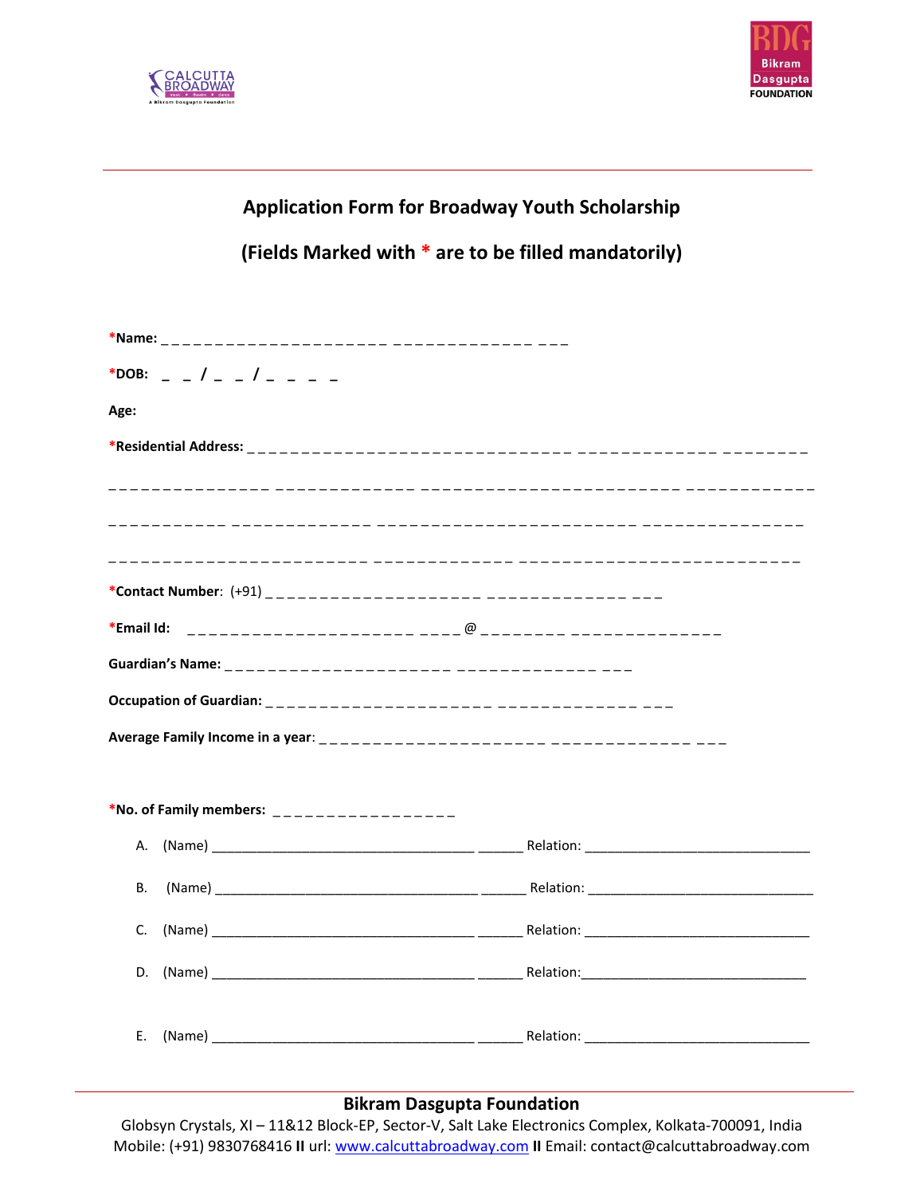## Application Form for Broadway Youth Scholarship

## (Fields Marked with * are to be filled mandatorily)

***Name:** _ _ _ _ _ _ _ _ _ _ _ _ _ _ _ _ _ _ _ _ _ _ _ _ _ _ _ _ _ _ _ _ _ _ _ _ _

***DOB:** _ _ / _ _ / _ _ _ _

**Age:**

***Residential Address:** _ _ _ _ _ _ _ _ _ _ _ _ _ _ _ _ _ _ _ _ _ _ _ _ _ _ _ _ _ _ _ _ _ _ _ _ _ _ _ _ _ _ _ _ _ _ _ _ _

_ _ _ _ _ _ _ _ _ _ _ _ _ _ _ _ _ _ _ _ _ _ _ _ _ _ _ _ _ _ _ _ _ _ _ _ _ _ _ _ _ _ _ _ _ _ _ _ _ _ _ _ _ _ _ _ _ _ _ _ _ _ _ _

_ _ _ _ _ _ _ _ _ _ _ _ _ _ _ _ _ _ _ _ _ _ _ _ _ _ _ _ _ _ _ _ _ _ _ _ _ _ _ _ _ _ _ _ _ _ _ _ _ _ _ _ _ _ _ _ _ _ _ _ _ _

_ _ _ _ _ _ _ _ _ _ _ _ _ _ _ _ _ _ _ _ _ _ _ _ _ _ _ _ _ _ _ _ _ _ _ _ _ _ _ _ _ _ _ _ _ _ _ _ _ _ _ _ _ _ _ _ _ _ _ _ _

***Contact Number**: (+91) _ _ _ _ _ _ _ _ _ _ _ _ _ _ _ _ _ _ _ _ _ _ _ _ _ _ _ _ _ _ _ _ _ _ _ _ _

***Email Id:** _ _ _ _ _ _ _ _ _ _ _ _ _ _ _ _ _ _ _ _ _ _ _ _ _ _ @ _ _ _ _ _ _ _ _ _ _ _ _ _ _ _ _ _ _ _ _ _ _ _ _ _

**Guardian's Name:** _ _ _ _ _ _ _ _ _ _ _ _ _ _ _ _ _ _ _ _ _ _ _ _ _ _ _ _ _ _ _ _ _ _ _ _ _

**Occupation of Guardian:** _ _ _ _ _ _ _ _ _ _ _ _ _ _ _ _ _ _ _ _ _ _ _ _ _ _ _ _ _ _ _ _ _ _ _ _ _

**Average Family Income in a year**: _ _ _ _ _ _ _ _ _ _ _ _ _ _ _ _ _ _ _ _ _ _ _ _ _ _ _ _ _ _ _ _ _ _ _ _ _

***No. of Family members:** _ _ _ _ _ _ _ _ _ _ _ _ _ _ _ _ _

A. (Name) ____________________________________ ______ Relation: ______________________________

B. (Name) ____________________________________ ______ Relation: ______________________________

C. (Name) ____________________________________ ______ Relation: ______________________________

D. (Name) ____________________________________ ______ Relation: ______________________________

E. (Name) ____________________________________ ______ Relation: ______________________________

**Bikram Dasgupta Foundation**

Globsyn Crystals, XI – 11&12 Block-EP, Sector-V, Salt Lake Electronics Complex, Kolkata-700091, India

Mobile: (+91) 9830768416 **II** url: www.calcuttabroadway.com **II** Email: contact@calcuttabroadway.com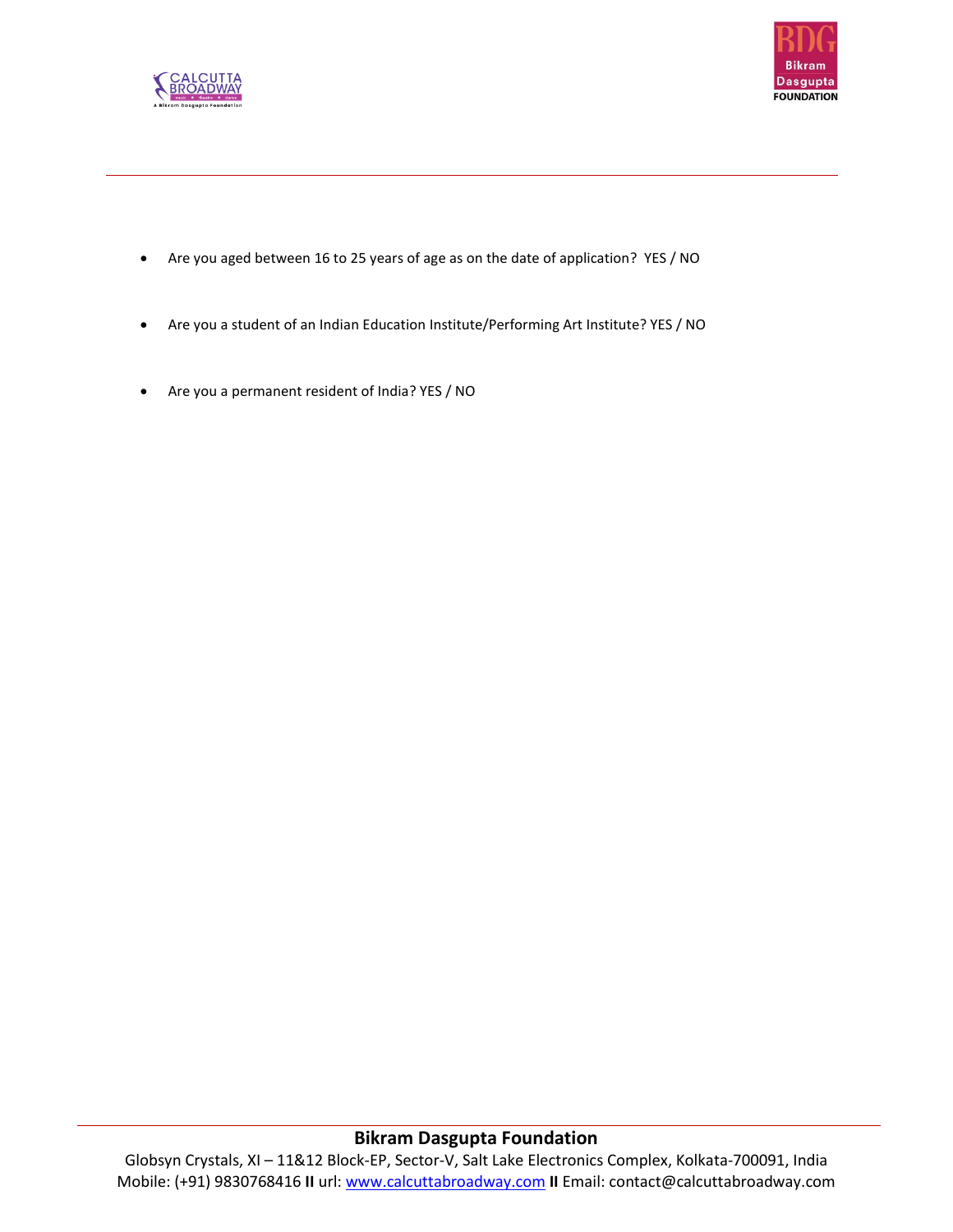- Are you aged between 16 to 25 years of age as on the date of application? YES / NO

- Are you a student of an Indian Education Institute/Performing Art Institute? YES / NO

- Are you a permanent resident of India? YES / NO